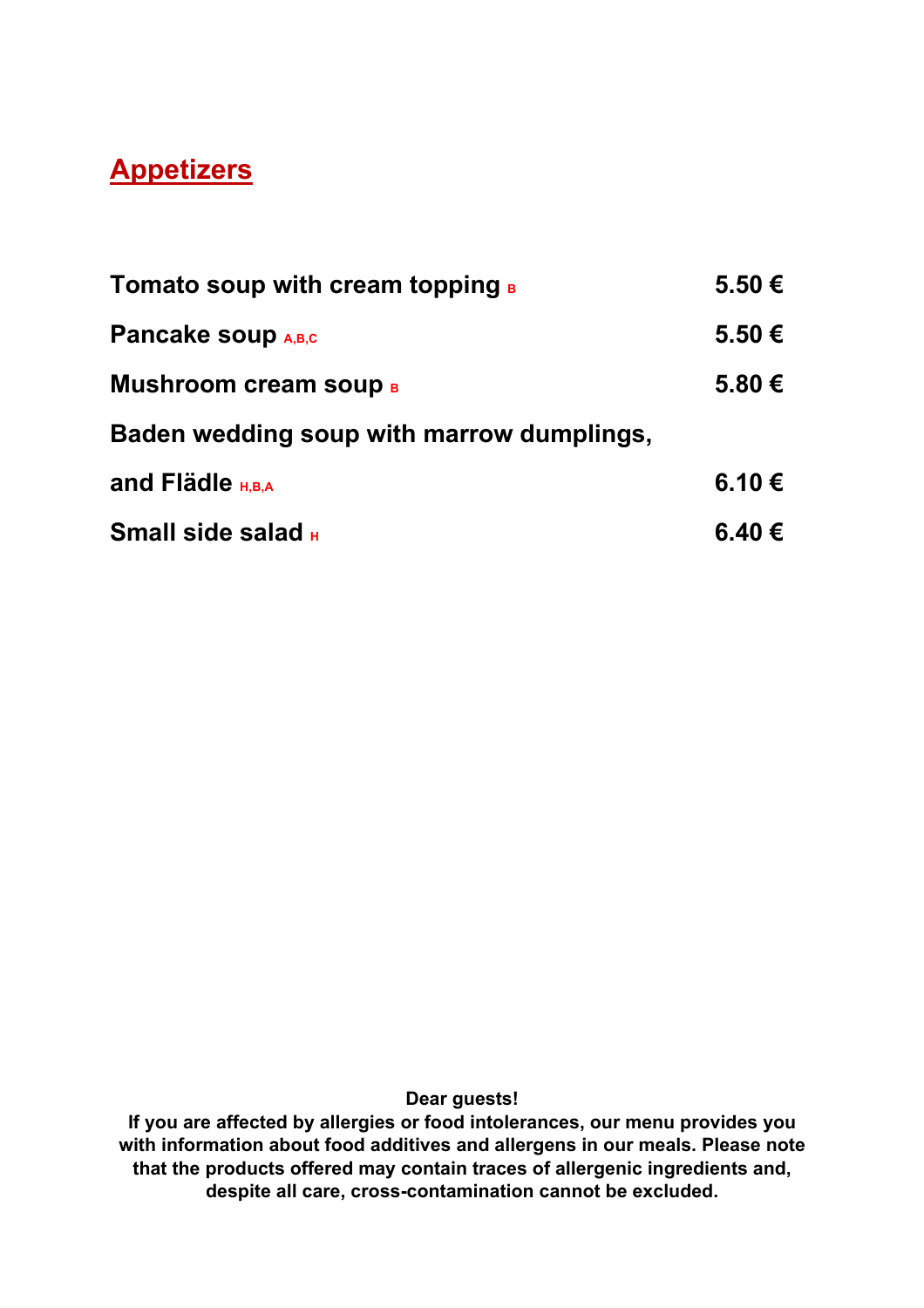## Appetizers

| | |
|---|---|
| **Tomato soup with cream topping** B | **5.50 €** |
| **Pancake soup** A,B,C | **5.50 €** |
| **Mushroom cream soup** B | **5.80 €** |
| **Baden wedding soup with marrow dumplings, and Flädle** H,B,A | **6.10 €** |
| **Small side salad** H | **6.40 €** |

**Dear guests!**
**If you are affected by allergies or food intolerances, our menu provides you with information about food additives and allergens in our meals. Please note that the products offered may contain traces of allergenic ingredients and, despite all care, cross-contamination cannot be excluded.**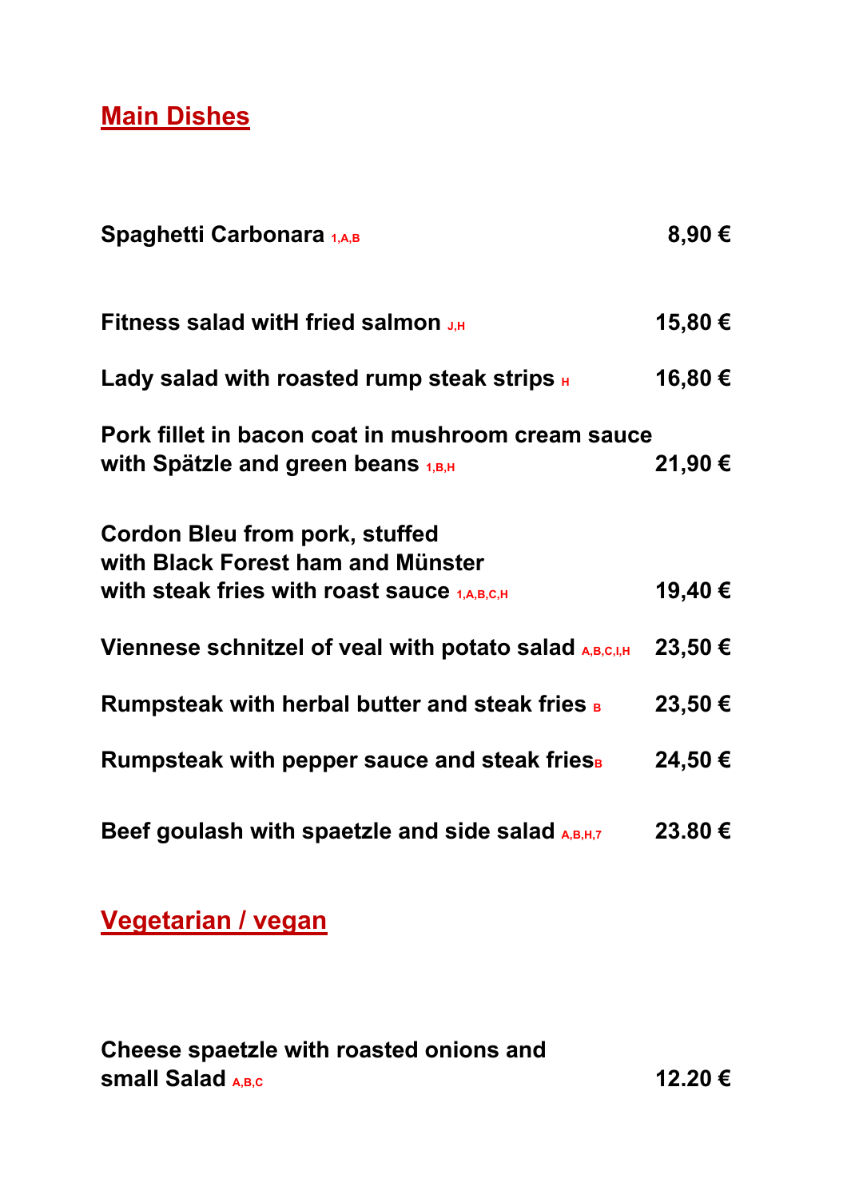## Main Dishes

**Spaghetti Carbonara** 1,A,B **8,90 €**

**Fitness salad witH fried salmon** J,H **15,80 €**

**Lady salad with roasted rump steak strips** H **16,80 €**

**Pork fillet in bacon coat in mushroom cream sauce with Spätzle and green beans** 1,B,H **21,90 €**

**Cordon Bleu from pork, stuffed with Black Forest ham and Münster with steak fries with roast sauce** 1,A,B,C,H **19,40 €**

**Viennese schnitzel of veal with potato salad** A,B,C,I,H **23,50 €**

**Rumpsteak with herbal butter and steak fries** B **23,50 €**

**Rumpsteak with pepper sauce and steak fries**B **24,50 €**

**Beef goulash with spaetzle and side salad** A,B,H,7 **23.80 €**

## Vegetarian / vegan

**Cheese spaetzle with roasted onions and small Salad** A,B,C **12.20 €**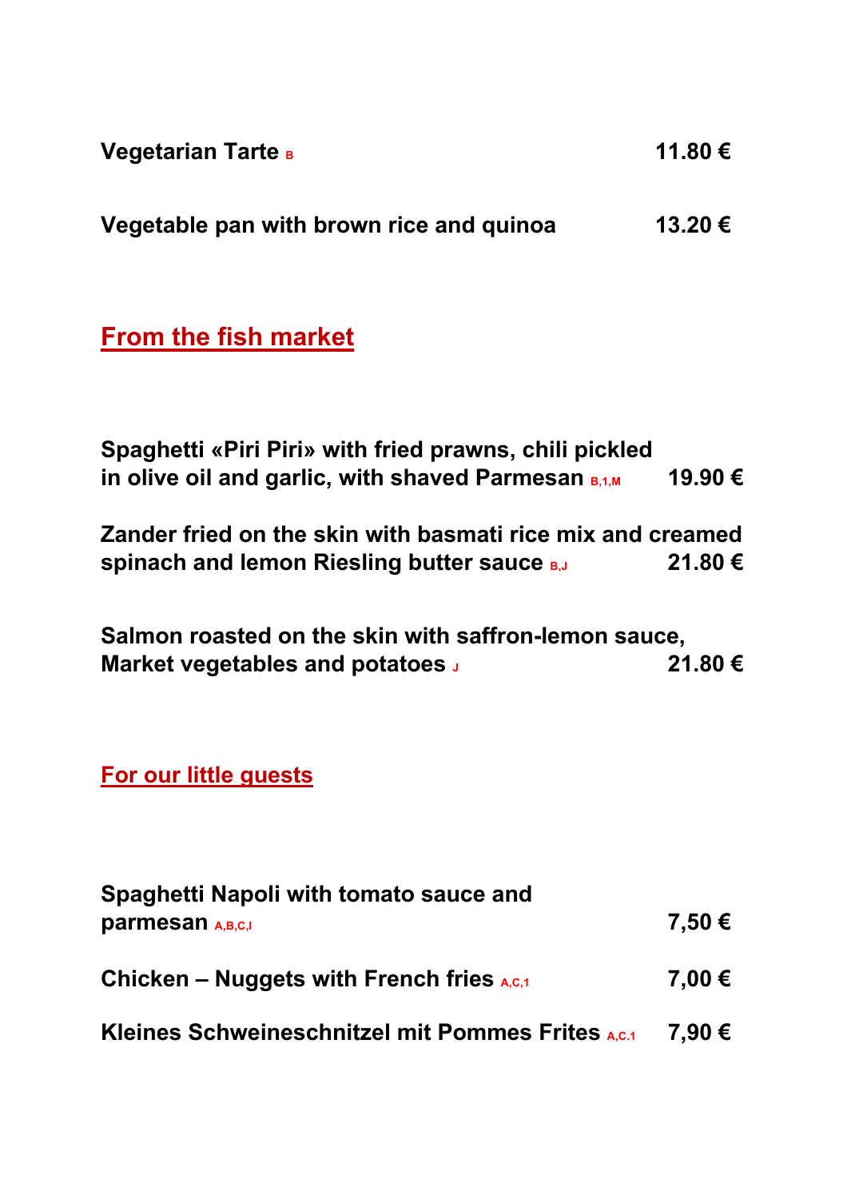**Vegetarian Tarte** B — **11.80 €**

**Vegetable pan with brown rice and quinoa** — **13.20 €**

## From the fish market

**Spaghetti «Piri Piri» with fried prawns, chili pickled in olive oil and garlic, with shaved Parmesan** B,1,M — **19.90 €**

**Zander fried on the skin with basmati rice mix and creamed spinach and lemon Riesling butter sauce** B,J — **21.80 €**

**Salmon roasted on the skin with saffron-lemon sauce, Market vegetables and potatoes** J — **21.80 €**

## For our little guests

**Spaghetti Napoli with tomato sauce and parmesan** A,B,C,I — **7,50 €**

**Chicken – Nuggets with French fries** A,C,1 — **7,00 €**

**Kleines Schweineschnitzel mit Pommes Frites** A,C.1 — **7,90 €**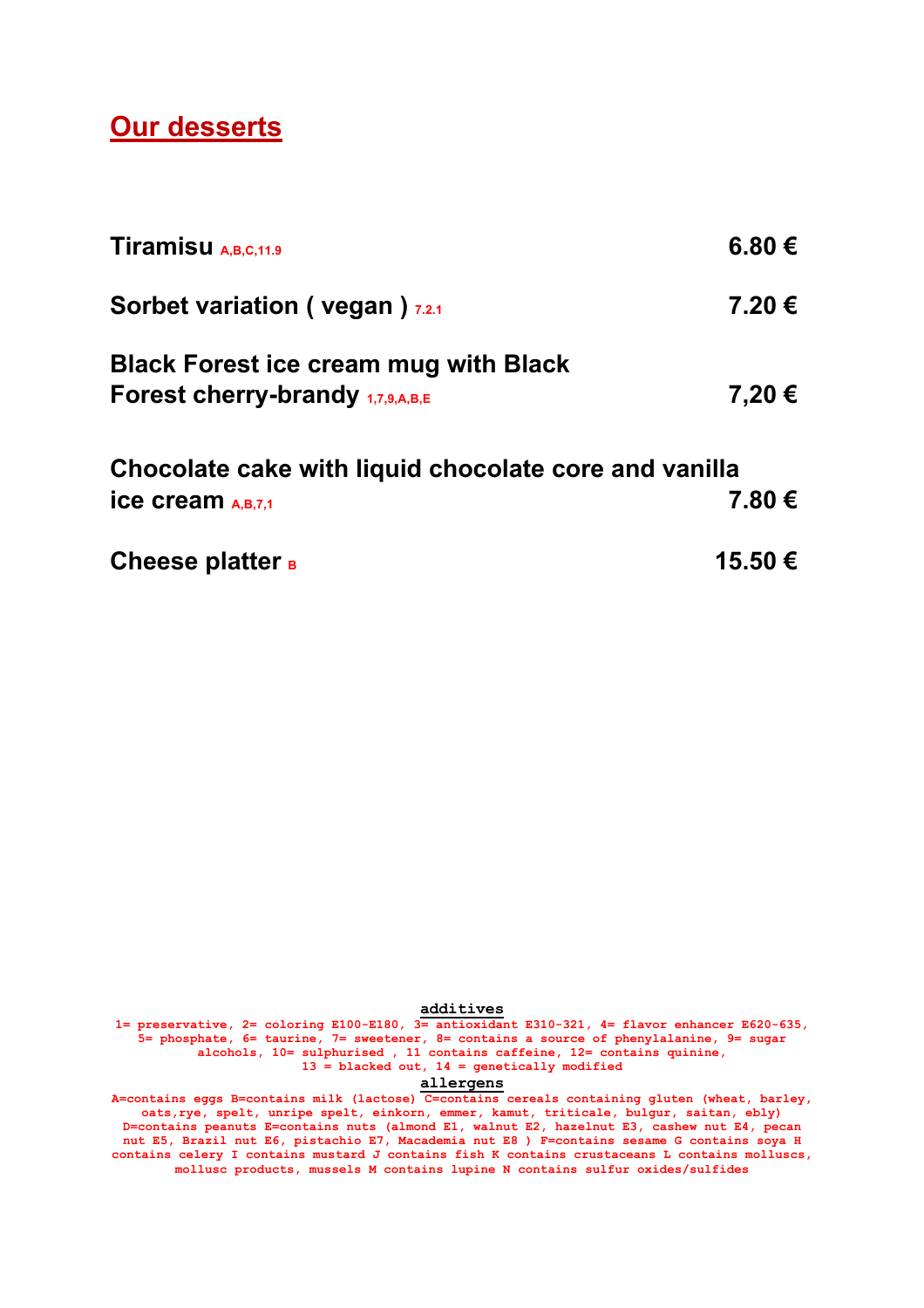## Our desserts

| | |
|---|---|
| **Tiramisu** A,B,C,11.9 | **6.80 €** |
| **Sorbet variation ( vegan )** 7.2.1 | **7.20 €** |
| **Black Forest ice cream mug with Black Forest cherry-brandy** 1,7,9,A,B,E | **7,20 €** |
| **Chocolate cake with liquid chocolate core and vanilla ice cream** A,B,7,1 | **7.80 €** |
| **Cheese platter** B | **15.50 €** |

**additives**

1= preservative, 2= coloring E100-E180, 3= antioxidant E310-321, 4= flavor enhancer E620-635, 5= phosphate, 6= taurine, 7= sweetener, 8= contains a source of phenylalanine, 9= sugar alcohols, 10= sulphurised , 11 contains caffeine, 12= contains quinine, 13 = blacked out, 14 = genetically modified

**allergens**

A=contains eggs B=contains milk (lactose) C=contains cereals containing gluten (wheat, barley, oats,rye, spelt, unripe spelt, einkorn, emmer, kamut, triticale, bulgur, saitan, ebly) D=contains peanuts E=contains nuts (almond E1, walnut E2, hazelnut E3, cashew nut E4, pecan nut E5, Brazil nut E6, pistachio E7, Macademia nut E8 ) F=contains sesame G contains soya H contains celery I contains mustard J contains fish K contains crustaceans L contains molluscs, mollusc products, mussels M contains lupine N contains sulfur oxides/sulfides